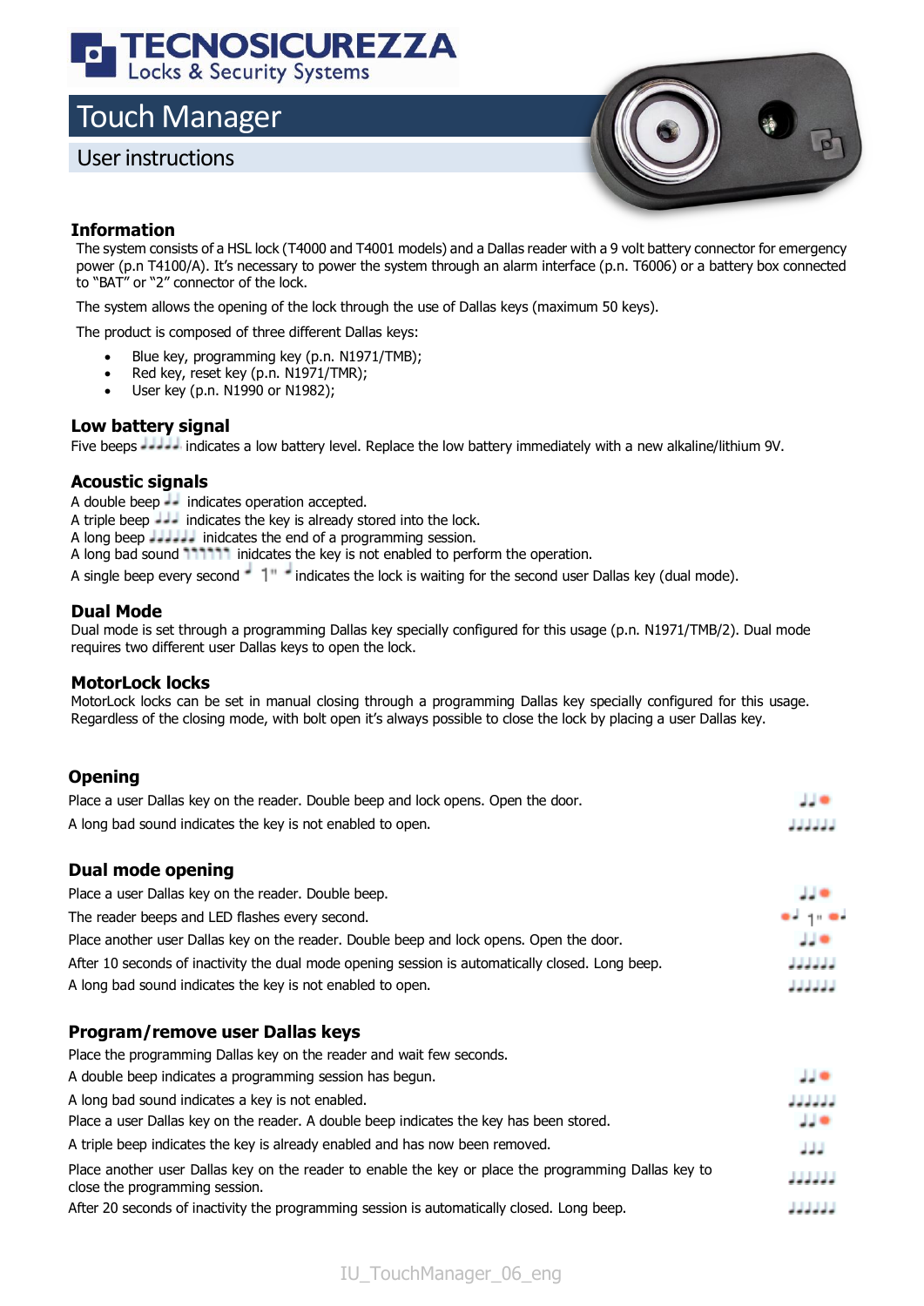# TECNOSICUREZZA
Locks & Security Systems

# Touch Manager

## User instructions

### Information

The system consists of a HSL lock (T4000 and T4001 models) and a Dallas reader with a 9 volt battery connector for emergency power (p.n T4100/A). It's necessary to power the system through an alarm interface (p.n. T6006) or a battery box connected to "BAT" or "2" connector of the lock.

The system allows the opening of the lock through the use of Dallas keys (maximum 50 keys).

The product is composed of three different Dallas keys:

- Blue key, programming key (p.n. N1971/TMB);
- Red key, reset key (p.n. N1971/TMR);
- User key (p.n. N1990 or N1982);

### Low battery signal

Five beeps indicates a low battery level. Replace the low battery immediately with a new alkaline/lithium 9V.

### Acoustic signals

A double beep indicates operation accepted.
A triple beep indicates the key is already stored into the lock.
A long beep inidcates the end of a programming session.
A long bad sound inidcates the key is not enabled to perform the operation.
A single beep every second 1" indicates the lock is waiting for the second user Dallas key (dual mode).

### Dual Mode

Dual mode is set through a programming Dallas key specially configured for this usage (p.n. N1971/TMB/2). Dual mode requires two different user Dallas keys to open the lock.

### MotorLock locks

MotorLock locks can be set in manual closing through a programming Dallas key specially configured for this usage. Regardless of the closing mode, with bolt open it's always possible to close the lock by placing a user Dallas key.

### Opening

Place a user Dallas key on the reader. Double beep and lock opens. Open the door.

A long bad sound indicates the key is not enabled to open.

### Dual mode opening

Place a user Dallas key on the reader. Double beep.

The reader beeps and LED flashes every second. 1"

Place another user Dallas key on the reader. Double beep and lock opens. Open the door.

After 10 seconds of inactivity the dual mode opening session is automatically closed. Long beep.

A long bad sound indicates the key is not enabled to open.

### Program/remove user Dallas keys

Place the programming Dallas key on the reader and wait few seconds.

A double beep indicates a programming session has begun.

A long bad sound indicates a key is not enabled.

Place a user Dallas key on the reader. A double beep indicates the key has been stored.

A triple beep indicates the key is already enabled and has now been removed.

Place another user Dallas key on the reader to enable the key or place the programming Dallas key to close the programming session.

After 20 seconds of inactivity the programming session is automatically closed. Long beep.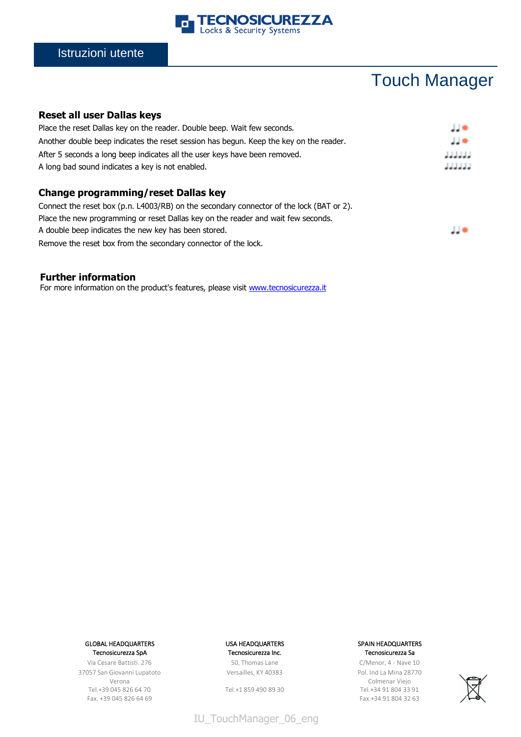## Reset all user Dallas keys

Place the reset Dallas key on the reader. Double beep. Wait few seconds.

Another double beep indicates the reset session has begun. Keep the key on the reader.

After 5 seconds a long beep indicates all the user keys have been removed.

A long bad sound indicates a key is not enabled.

## Change programming/reset Dallas key

Connect the reset box (p.n. L4003/RB) on the secondary connector of the lock (BAT or 2).

Place the new programming or reset Dallas key on the reader and wait few seconds.

A double beep indicates the new key has been stored.

Remove the reset box from the secondary connector of the lock.

## Further information

For more information on the product's features, please visit [www.tecnosicurezza.it](http://www.tecnosicurezza.it)

GLOBAL HEADQUARTERS
Tecnosicurezza SpA
Via Cesare Battisti. 276
37057 San Giovanni Lupatoto
Verona
Tel.+39 045 826 64 70
Fax. +39 045 826 64 69

USA HEADQUARTERS
Tecnosicurezza Inc.
50, Thomas Lane
Versailles, KY 40383
Tel.+1 859 490 89 30

SPAIN HEADQUARTERS
Tecnosicurezza Sa
C/Menor, 4 - Nave 10
Pol. Ind La Mina 28770
Colmenar Viejo
Tel.+34 91 804 33 91
Fax.+34 91 804 32 63

IU_TouchManager_06_eng